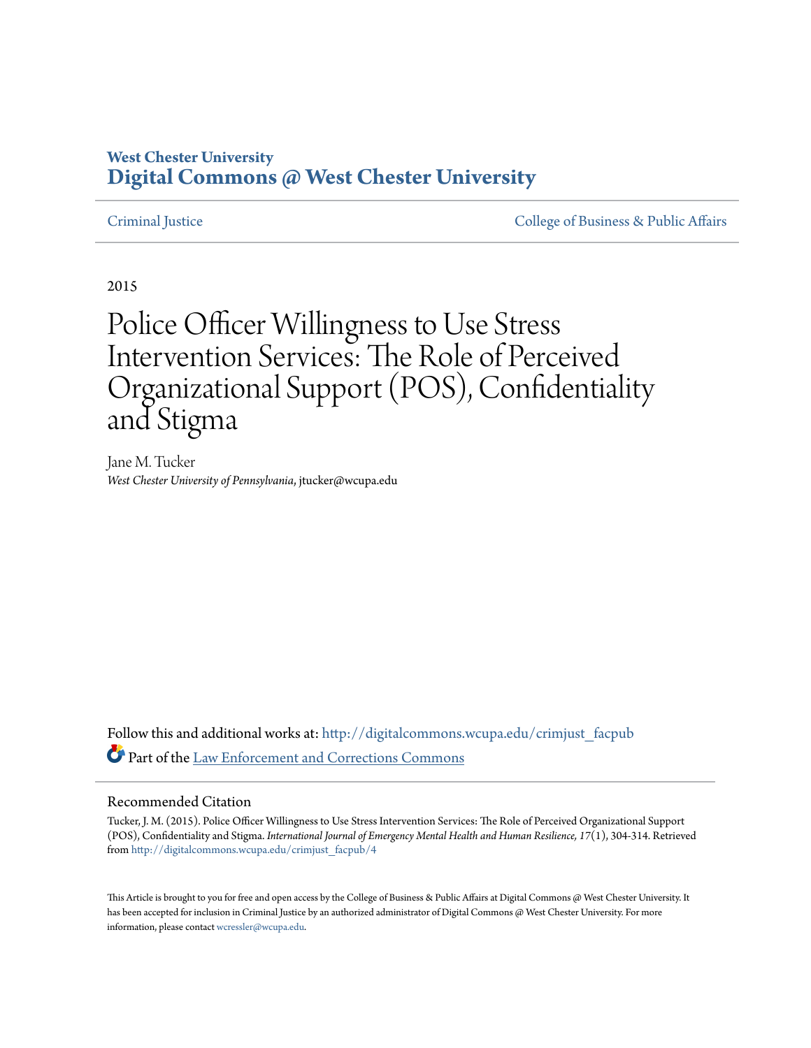**West Chester University**
**Digital Commons @ West Chester University**

Criminal Justice | College of Business & Public Affairs

2015

# Police Officer Willingness to Use Stress Intervention Services: The Role of Perceived Organizational Support (POS), Confidentiality and Stigma

Jane M. Tucker
*West Chester University of Pennsylvania*, jtucker@wcupa.edu

Follow this and additional works at: http://digitalcommons.wcupa.edu/crimjust_facpub

Part of the Law Enforcement and Corrections Commons

## Recommended Citation

Tucker, J. M. (2015). Police Officer Willingness to Use Stress Intervention Services: The Role of Perceived Organizational Support (POS), Confidentiality and Stigma. *International Journal of Emergency Mental Health and Human Resilience, 17*(1), 304-314. Retrieved from http://digitalcommons.wcupa.edu/crimjust_facpub/4

This Article is brought to you for free and open access by the College of Business & Public Affairs at Digital Commons @ West Chester University. It has been accepted for inclusion in Criminal Justice by an authorized administrator of Digital Commons @ West Chester University. For more information, please contact wcressler@wcupa.edu.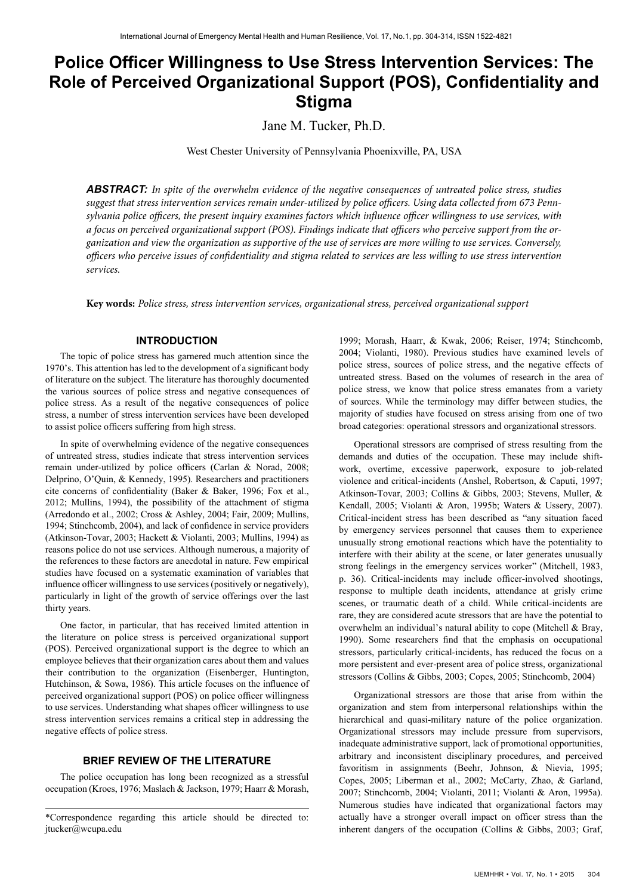# Police Officer Willingness to Use Stress Intervention Services: The Role of Perceived Organizational Support (POS), Confidentiality and Stigma

Jane M. Tucker, Ph.D.

West Chester University of Pennsylvania Phoenixville, PA, USA

***ABSTRACT:*** *In spite of the overwhelm evidence of the negative consequences of untreated police stress, studies suggest that stress intervention services remain under-utilized by police officers. Using data collected from 673 Pennsylvania police officers, the present inquiry examines factors which influence officer willingness to use services, with a focus on perceived organizational support (POS). Findings indicate that officers who perceive support from the organization and view the organization as supportive of the use of services are more willing to use services. Conversely, officers who perceive issues of confidentiality and stigma related to services are less willing to use stress intervention services.*

**Key words:** *Police stress, stress intervention services, organizational stress, perceived organizational support*

## INTRODUCTION

The topic of police stress has garnered much attention since the 1970's. This attention has led to the development of a significant body of literature on the subject. The literature has thoroughly documented the various sources of police stress and negative consequences of police stress. As a result of the negative consequences of police stress, a number of stress intervention services have been developed to assist police officers suffering from high stress.

In spite of overwhelming evidence of the negative consequences of untreated stress, studies indicate that stress intervention services remain under-utilized by police officers (Carlan & Norad, 2008; Delprino, O'Quin, & Kennedy, 1995). Researchers and practitioners cite concerns of confidentiality (Baker & Baker, 1996; Fox et al., 2012; Mullins, 1994), the possibility of the attachment of stigma (Arredondo et al., 2002; Cross & Ashley, 2004; Fair, 2009; Mullins, 1994; Stinchcomb, 2004), and lack of confidence in service providers (Atkinson-Tovar, 2003; Hackett & Violanti, 2003; Mullins, 1994) as reasons police do not use services. Although numerous, a majority of the references to these factors are anecdotal in nature. Few empirical studies have focused on a systematic examination of variables that influence officer willingness to use services (positively or negatively), particularly in light of the growth of service offerings over the last thirty years.

One factor, in particular, that has received limited attention in the literature on police stress is perceived organizational support (POS). Perceived organizational support is the degree to which an employee believes that their organization cares about them and values their contribution to the organization (Eisenberger, Huntington, Hutchinson, & Sowa, 1986). This article focuses on the influence of perceived organizational support (POS) on police officer willingness to use services. Understanding what shapes officer willingness to use stress intervention services remains a critical step in addressing the negative effects of police stress.

## BRIEF REVIEW OF THE LITERATURE

The police occupation has long been recognized as a stressful occupation (Kroes, 1976; Maslach & Jackson, 1979; Haarr & Morash, 1999; Morash, Haarr, & Kwak, 2006; Reiser, 1974; Stinchcomb, 2004; Violanti, 1980). Previous studies have examined levels of police stress, sources of police stress, and the negative effects of untreated stress. Based on the volumes of research in the area of police stress, we know that police stress emanates from a variety of sources. While the terminology may differ between studies, the majority of studies have focused on stress arising from one of two broad categories: operational stressors and organizational stressors.

Operational stressors are comprised of stress resulting from the demands and duties of the occupation. These may include shift-work, overtime, excessive paperwork, exposure to job-related violence and critical-incidents (Anshel, Robertson, & Caputi, 1997; Atkinson-Tovar, 2003; Collins & Gibbs, 2003; Stevens, Muller, & Kendall, 2005; Violanti & Aron, 1995b; Waters & Ussery, 2007). Critical-incident stress has been described as "any situation faced by emergency services personnel that causes them to experience unusually strong emotional reactions which have the potentiality to interfere with their ability at the scene, or later generates unusually strong feelings in the emergency services worker" (Mitchell, 1983, p. 36). Critical-incidents may include officer-involved shootings, response to multiple death incidents, attendance at grisly crime scenes, or traumatic death of a child. While critical-incidents are rare, they are considered acute stressors that are have the potential to overwhelm an individual's natural ability to cope (Mitchell & Bray, 1990). Some researchers find that the emphasis on occupational stressors, particularly critical-incidents, has reduced the focus on a more persistent and ever-present area of police stress, organizational stressors (Collins & Gibbs, 2003; Copes, 2005; Stinchcomb, 2004)

Organizational stressors are those that arise from within the organization and stem from interpersonal relationships within the hierarchical and quasi-military nature of the police organization. Organizational stressors may include pressure from supervisors, inadequate administrative support, lack of promotional opportunities, arbitrary and inconsistent disciplinary procedures, and perceived favoritism in assignments (Beehr, Johnson, & Nievia, 1995; Copes, 2005; Liberman et al., 2002; McCarty, Zhao, & Garland, 2007; Stinchcomb, 2004; Violanti, 2011; Violanti & Aron, 1995a). Numerous studies have indicated that organizational factors may actually have a stronger overall impact on officer stress than the inherent dangers of the occupation (Collins & Gibbs, 2003; Graf,

---

*Correspondence regarding this article should be directed to: jtucker@wcupa.edu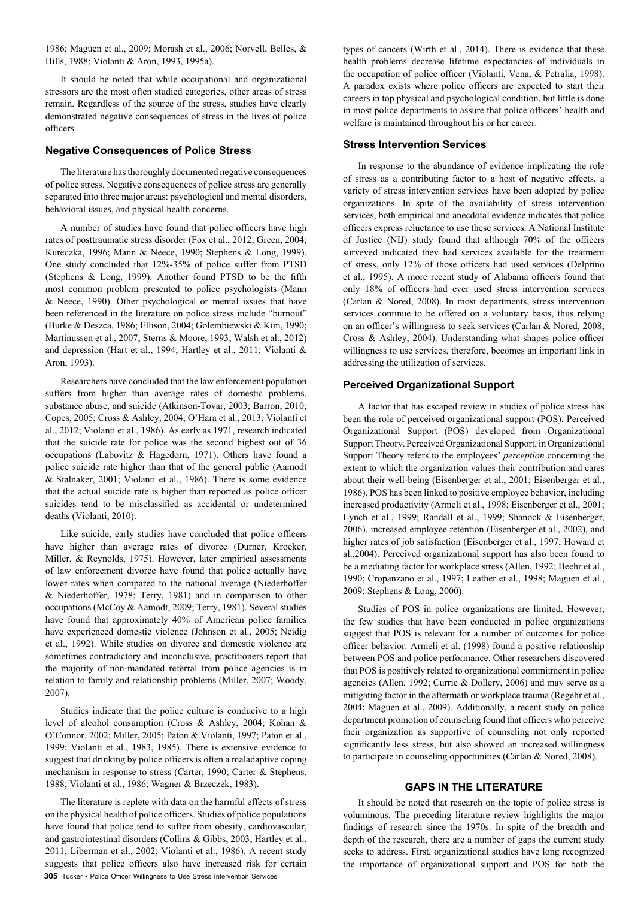1986; Maguen et al., 2009; Morash et al., 2006; Norvell, Belles, & Hills, 1988; Violanti & Aron, 1993, 1995a).

It should be noted that while occupational and organizational stressors are the most often studied categories, other areas of stress remain. Regardless of the source of the stress, studies have clearly demonstrated negative consequences of stress in the lives of police officers.

### Negative Consequences of Police Stress

The literature has thoroughly documented negative consequences of police stress. Negative consequences of police stress are generally separated into three major areas: psychological and mental disorders, behavioral issues, and physical health concerns.

A number of studies have found that police officers have high rates of posttraumatic stress disorder (Fox et al., 2012; Green, 2004; Kureczka, 1996; Mann & Neece, 1990; Stephens & Long, 1999). One study concluded that 12%-35% of police suffer from PTSD (Stephens & Long, 1999). Another found PTSD to be the fifth most common problem presented to police psychologists (Mann & Neece, 1990). Other psychological or mental issues that have been referenced in the literature on police stress include "burnout" (Burke & Deszca, 1986; Ellison, 2004; Golembiewski & Kim, 1990; Martinussen et al., 2007; Sterns & Moore, 1993; Walsh et al., 2012) and depression (Hart et al., 1994; Hartley et al., 2011; Violanti & Aron, 1993).

Researchers have concluded that the law enforcement population suffers from higher than average rates of domestic problems, substance abuse, and suicide (Atkinson-Tovar, 2003; Barron, 2010; Copes, 2005; Cross & Ashley, 2004; O'Hara et al., 2013; Violanti et al., 2012; Violanti et al., 1986). As early as 1971, research indicated that the suicide rate for police was the second highest out of 36 occupations (Labovitz & Hagedorn, 1971). Others have found a police suicide rate higher than that of the general public (Aamodt & Stalnaker, 2001; Violanti et al., 1986). There is some evidence that the actual suicide rate is higher than reported as police officer suicides tend to be misclassified as accidental or undetermined deaths (Violanti, 2010).

Like suicide, early studies have concluded that police officers have higher than average rates of divorce (Durner, Kroeker, Miller, & Reynolds, 1975). However, later empirical assessments of law enforcement divorce have found that police actually have lower rates when compared to the national average (Niederhoffer & Niederhoffer, 1978; Terry, 1981) and in comparison to other occupations (McCoy & Aamodt, 2009; Terry, 1981). Several studies have found that approximately 40% of American police families have experienced domestic violence (Johnson et al., 2005; Neidig et al., 1992). While studies on divorce and domestic violence are sometimes contradictory and inconclusive, practitioners report that the majority of non-mandated referral from police agencies is in relation to family and relationship problems (Miller, 2007; Woody, 2007).

Studies indicate that the police culture is conducive to a high level of alcohol consumption (Cross & Ashley, 2004; Kohan & O'Connor, 2002; Miller, 2005; Paton & Violanti, 1997; Paton et al., 1999; Violanti et al., 1983, 1985). There is extensive evidence to suggest that drinking by police officers is often a maladaptive coping mechanism in response to stress (Carter, 1990; Carter & Stephens, 1988; Violanti et al., 1986; Wagner & Brzeczek, 1983).

The literature is replete with data on the harmful effects of stress on the physical health of police officers. Studies of police populations have found that police tend to suffer from obesity, cardiovascular, and gastrointestinal disorders (Collins & Gibbs, 2003; Hartley et al., 2011; Liberman et al., 2002; Violanti et al., 1986). A recent study suggests that police officers also have increased risk for certain types of cancers (Wirth et al., 2014). There is evidence that these health problems decrease lifetime expectancies of individuals in the occupation of police officer (Violanti, Vena, & Petralia, 1998). A paradox exists where police officers are expected to start their careers in top physical and psychological condition, but little is done in most police departments to assure that police officers' health and welfare is maintained throughout his or her career.

### Stress Intervention Services

In response to the abundance of evidence implicating the role of stress as a contributing factor to a host of negative effects, a variety of stress intervention services have been adopted by police organizations. In spite of the availability of stress intervention services, both empirical and anecdotal evidence indicates that police officers express reluctance to use these services. A National Institute of Justice (NIJ) study found that although 70% of the officers surveyed indicated they had services available for the treatment of stress, only 12% of those officers had used services (Delprino et al., 1995). A more recent study of Alabama officers found that only 18% of officers had ever used stress intervention services (Carlan & Nored, 2008). In most departments, stress intervention services continue to be offered on a voluntary basis, thus relying on an officer's willingness to seek services (Carlan & Nored, 2008; Cross & Ashley, 2004). Understanding what shapes police officer willingness to use services, therefore, becomes an important link in addressing the utilization of services.

### Perceived Organizational Support

A factor that has escaped review in studies of police stress has been the role of perceived organizational support (POS). Perceived Organizational Support (POS) developed from Organizational Support Theory. Perceived Organizational Support, in Organizational Support Theory refers to the employees' *perception* concerning the extent to which the organization values their contribution and cares about their well-being (Eisenberger et al., 2001; Eisenberger et al., 1986). POS has been linked to positive employee behavior, including increased productivity (Armeli et al., 1998; Eisenberger et al., 2001; Lynch et al., 1999; Randall et al., 1999; Shanock & Eisenberger, 2006), increased employee retention (Eisenberger et al., 2002), and higher rates of job satisfaction (Eisenberger et al., 1997; Howard et al.,2004). Perceived organizational support has also been found to be a mediating factor for workplace stress (Allen, 1992; Beehr et al., 1990; Cropanzano et al., 1997; Leather et al., 1998; Maguen et al., 2009; Stephens & Long, 2000).

Studies of POS in police organizations are limited. However, the few studies that have been conducted in police organizations suggest that POS is relevant for a number of outcomes for police officer behavior. Armeli et al. (1998) found a positive relationship between POS and police performance. Other researchers discovered that POS is positively related to organizational commitment in police agencies (Allen, 1992; Currie & Dollery, 2006) and may serve as a mitigating factor in the aftermath or workplace trauma (Regehr et al., 2004; Maguen et al., 2009). Additionally, a recent study on police department promotion of counseling found that officers who perceive their organization as supportive of counseling not only reported significantly less stress, but also showed an increased willingness to participate in counseling opportunities (Carlan & Nored, 2008).

## GAPS IN THE LITERATURE

It should be noted that research on the topic of police stress is voluminous. The preceding literature review highlights the major findings of research since the 1970s. In spite of the breadth and depth of the research, there are a number of gaps the current study seeks to address. First, organizational studies have long recognized the importance of organizational support and POS for both the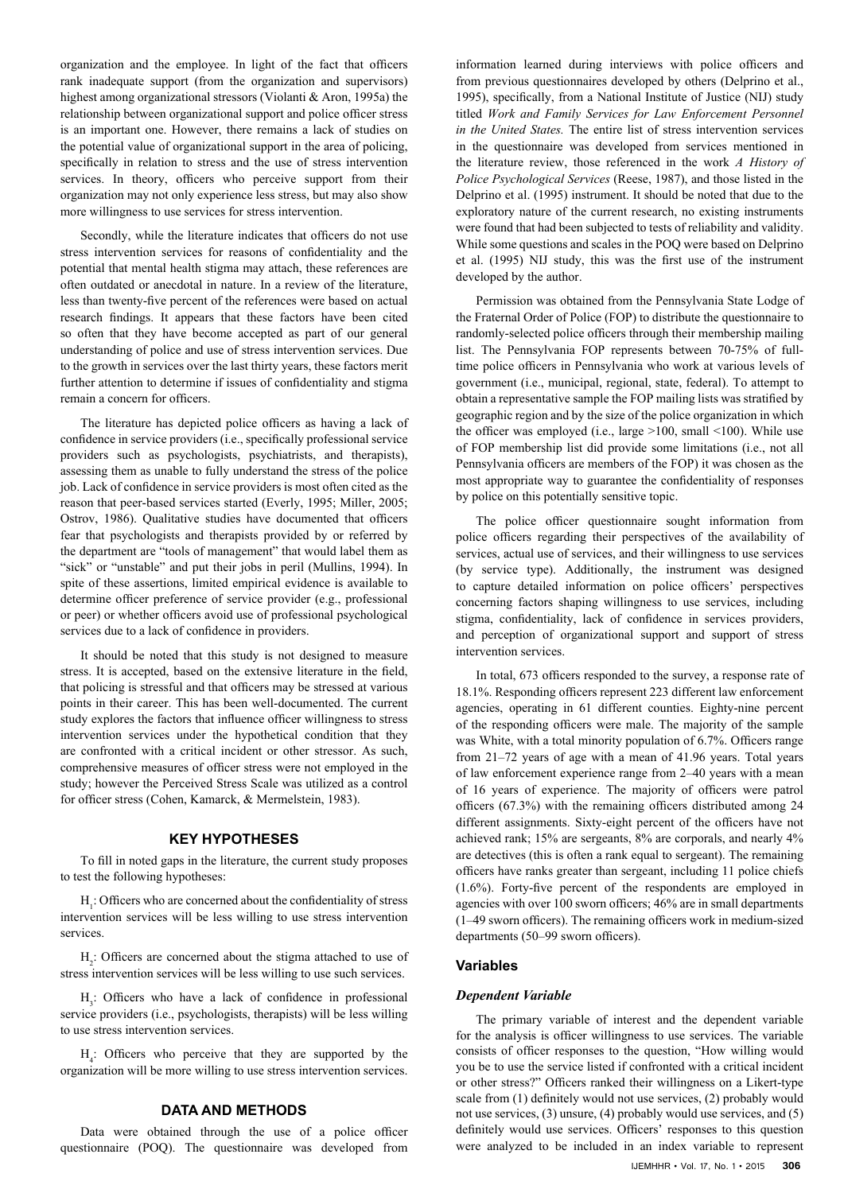organization and the employee. In light of the fact that officers rank inadequate support (from the organization and supervisors) highest among organizational stressors (Violanti & Aron, 1995a) the relationship between organizational support and police officer stress is an important one. However, there remains a lack of studies on the potential value of organizational support in the area of policing, specifically in relation to stress and the use of stress intervention services. In theory, officers who perceive support from their organization may not only experience less stress, but may also show more willingness to use services for stress intervention.

Secondly, while the literature indicates that officers do not use stress intervention services for reasons of confidentiality and the potential that mental health stigma may attach, these references are often outdated or anecdotal in nature. In a review of the literature, less than twenty-five percent of the references were based on actual research findings. It appears that these factors have been cited so often that they have become accepted as part of our general understanding of police and use of stress intervention services. Due to the growth in services over the last thirty years, these factors merit further attention to determine if issues of confidentiality and stigma remain a concern for officers.

The literature has depicted police officers as having a lack of confidence in service providers (i.e., specifically professional service providers such as psychologists, psychiatrists, and therapists), assessing them as unable to fully understand the stress of the police job. Lack of confidence in service providers is most often cited as the reason that peer-based services started (Everly, 1995; Miller, 2005; Ostrov, 1986). Qualitative studies have documented that officers fear that psychologists and therapists provided by or referred by the department are "tools of management" that would label them as "sick" or "unstable" and put their jobs in peril (Mullins, 1994). In spite of these assertions, limited empirical evidence is available to determine officer preference of service provider (e.g., professional or peer) or whether officers avoid use of professional psychological services due to a lack of confidence in providers.

It should be noted that this study is not designed to measure stress. It is accepted, based on the extensive literature in the field, that policing is stressful and that officers may be stressed at various points in their career. This has been well-documented. The current study explores the factors that influence officer willingness to stress intervention services under the hypothetical condition that they are confronted with a critical incident or other stressor. As such, comprehensive measures of officer stress were not employed in the study; however the Perceived Stress Scale was utilized as a control for officer stress (Cohen, Kamarck, & Mermelstein, 1983).

## KEY HYPOTHESES

To fill in noted gaps in the literature, the current study proposes to test the following hypotheses:

$H_1$: Officers who are concerned about the confidentiality of stress intervention services will be less willing to use stress intervention services.

$H_2$: Officers are concerned about the stigma attached to use of stress intervention services will be less willing to use such services.

$H_3$: Officers who have a lack of confidence in professional service providers (i.e., psychologists, therapists) will be less willing to use stress intervention services.

$H_4$: Officers who perceive that they are supported by the organization will be more willing to use stress intervention services.

## DATA AND METHODS

Data were obtained through the use of a police officer questionnaire (POQ). The questionnaire was developed from information learned during interviews with police officers and from previous questionnaires developed by others (Delprino et al., 1995), specifically, from a National Institute of Justice (NIJ) study titled *Work and Family Services for Law Enforcement Personnel in the United States.* The entire list of stress intervention services in the questionnaire was developed from services mentioned in the literature review, those referenced in the work *A History of Police Psychological Services* (Reese, 1987), and those listed in the Delprino et al. (1995) instrument. It should be noted that due to the exploratory nature of the current research, no existing instruments were found that had been subjected to tests of reliability and validity. While some questions and scales in the POQ were based on Delprino et al. (1995) NIJ study, this was the first use of the instrument developed by the author.

Permission was obtained from the Pennsylvania State Lodge of the Fraternal Order of Police (FOP) to distribute the questionnaire to randomly-selected police officers through their membership mailing list. The Pennsylvania FOP represents between 70-75% of full-time police officers in Pennsylvania who work at various levels of government (i.e., municipal, regional, state, federal). To attempt to obtain a representative sample the FOP mailing lists was stratified by geographic region and by the size of the police organization in which the officer was employed (i.e., large >100, small <100). While use of FOP membership list did provide some limitations (i.e., not all Pennsylvania officers are members of the FOP) it was chosen as the most appropriate way to guarantee the confidentiality of responses by police on this potentially sensitive topic.

The police officer questionnaire sought information from police officers regarding their perspectives of the availability of services, actual use of services, and their willingness to use services (by service type). Additionally, the instrument was designed to capture detailed information on police officers' perspectives concerning factors shaping willingness to use services, including stigma, confidentiality, lack of confidence in services providers, and perception of organizational support and support of stress intervention services.

In total, 673 officers responded to the survey, a response rate of 18.1%. Responding officers represent 223 different law enforcement agencies, operating in 61 different counties. Eighty-nine percent of the responding officers were male. The majority of the sample was White, with a total minority population of 6.7%. Officers range from 21–72 years of age with a mean of 41.96 years. Total years of law enforcement experience range from 2–40 years with a mean of 16 years of experience. The majority of officers were patrol officers (67.3%) with the remaining officers distributed among 24 different assignments. Sixty-eight percent of the officers have not achieved rank; 15% are sergeants, 8% are corporals, and nearly 4% are detectives (this is often a rank equal to sergeant). The remaining officers have ranks greater than sergeant, including 11 police chiefs (1.6%). Forty-five percent of the respondents are employed in agencies with over 100 sworn officers; 46% are in small departments (1–49 sworn officers). The remaining officers work in medium-sized departments (50–99 sworn officers).

### Variables

#### *Dependent Variable*

The primary variable of interest and the dependent variable for the analysis is officer willingness to use services. The variable consists of officer responses to the question, "How willing would you be to use the service listed if confronted with a critical incident or other stress?" Officers ranked their willingness on a Likert-type scale from (1) definitely would not use services, (2) probably would not use services, (3) unsure, (4) probably would use services, and (5) definitely would use services. Officers' responses to this question were analyzed to be included in an index variable to represent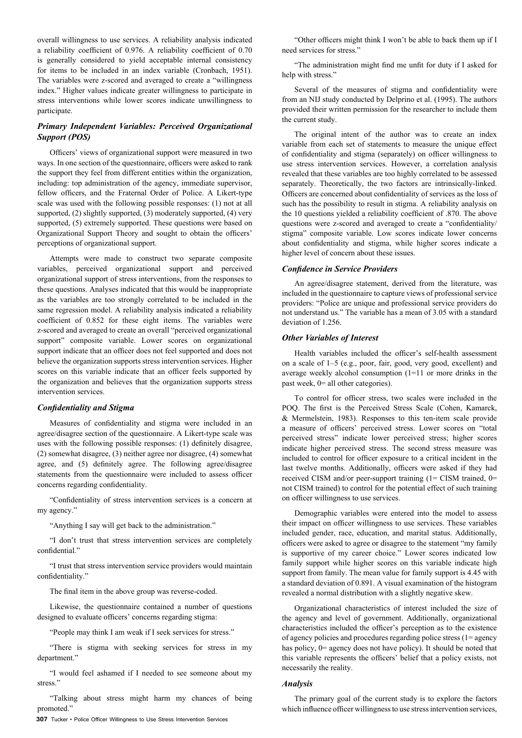overall willingness to use services. A reliability analysis indicated a reliability coefficient of 0.976. A reliability coefficient of 0.70 is generally considered to yield acceptable internal consistency for items to be included in an index variable (Cronbach, 1951). The variables were z-scored and averaged to create a "willingness index." Higher values indicate greater willingness to participate in stress interventions while lower scores indicate unwillingness to participate.

### *Primary Independent Variables: Perceived Organizational Support (POS)*

Officers' views of organizational support were measured in two ways. In one section of the questionnaire, officers were asked to rank the support they feel from different entities within the organization, including: top administration of the agency, immediate supervisor, fellow officers, and the Fraternal Order of Police. A Likert-type scale was used with the following possible responses: (1) not at all supported, (2) slightly supported, (3) moderately supported, (4) very supported, (5) extremely supported. These questions were based on Organizational Support Theory and sought to obtain the officers' perceptions of organizational support.

Attempts were made to construct two separate composite variables, perceived organizational support and perceived organizational support of stress interventions, from the responses to these questions. Analyses indicated that this would be inappropriate as the variables are too strongly correlated to be included in the same regression model. A reliability analysis indicated a reliability coefficient of 0.852 for these eight items. The variables were z-scored and averaged to create an overall "perceived organizational support" composite variable. Lower scores on organizational support indicate that an officer does not feel supported and does not believe the organization supports stress intervention services. Higher scores on this variable indicate that an officer feels supported by the organization and believes that the organization supports stress intervention services.

### *Confidentiality and Stigma*

Measures of confidentiality and stigma were included in an agree/disagree section of the questionnaire. A Likert-type scale was uses with the following possible responses: (1) definitely disagree, (2) somewhat disagree, (3) neither agree nor disagree, (4) somewhat agree, and (5) definitely agree. The following agree/disagree statements from the questionnaire were included to assess officer concerns regarding confidentiality.

"Confidentiality of stress intervention services is a concern at my agency."

"Anything I say will get back to the administration."

"I don't trust that stress intervention services are completely confidential."

"I trust that stress intervention service providers would maintain confidentiality."

The final item in the above group was reverse-coded.

Likewise, the questionnaire contained a number of questions designed to evaluate officers' concerns regarding stigma:

"People may think I am weak if I seek services for stress."

"There is stigma with seeking services for stress in my department."

"I would feel ashamed if I needed to see someone about my stress."

"Talking about stress might harm my chances of being promoted."

"Other officers might think I won't be able to back them up if I need services for stress."

"The administration might find me unfit for duty if I asked for help with stress."

Several of the measures of stigma and confidentiality were from an NIJ study conducted by Delprino et al. (1995). The authors provided their written permission for the researcher to include them the current study.

The original intent of the author was to create an index variable from each set of statements to measure the unique effect of confidentiality and stigma (separately) on officer willingness to use stress intervention services. However, a correlation analysis revealed that these variables are too highly correlated to be assessed separately. Theoretically, the two factors are intrinsically-linked. Officers are concerned about confidentiality of services as the loss of such has the possibility to result in stigma. A reliability analysis on the 10 questions yielded a reliability coefficient of .870. The above questions were z-scored and averaged to create a "confidentiality/stigma" composite variable. Low scores indicate lower concerns about confidentiality and stigma, while higher scores indicate a higher level of concern about these issues.

### *Confidence in Service Providers*

An agree/disagree statement, derived from the literature, was included in the questionnaire to capture views of professional service providers: "Police are unique and professional service providers do not understand us." The variable has a mean of 3.05 with a standard deviation of 1.256.

### *Other Variables of Interest*

Health variables included the officer's self-health assessment on a scale of 1–5 (e.g., poor, fair, good, very good, excellent) and average weekly alcohol consumption (1=11 or more drinks in the past week, 0= all other categories).

To control for officer stress, two scales were included in the POQ. The first is the Perceived Stress Scale (Cohen, Kamarck, & Mermelstein, 1983). Responses to this ten-item scale provide a measure of officers' perceived stress. Lower scores on "total perceived stress" indicate lower perceived stress; higher scores indicate higher perceived stress. The second stress measure was included to control for officer exposure to a critical incident in the last twelve months. Additionally, officers were asked if they had received CISM and/or peer-support training (1= CISM trained, 0= not CISM trained) to control for the potential effect of such training on officer willingness to use services.

Demographic variables were entered into the model to assess their impact on officer willingness to use services. These variables included gender, race, education, and marital status. Additionally, officers were asked to agree or disagree to the statement "my family is supportive of my career choice." Lower scores indicated low family support while higher scores on this variable indicate high support from family. The mean value for family support is 4.45 with a standard deviation of 0.891. A visual examination of the histogram revealed a normal distribution with a slightly negative skew.

Organizational characteristics of interest included the size of the agency and level of government. Additionally, organizational characteristics included the officer's perception as to the existence of agency policies and procedures regarding police stress (1= agency has policy, 0= agency does not have policy). It should be noted that this variable represents the officers' belief that a policy exists, not necessarily the reality.

### *Analysis*

The primary goal of the current study is to explore the factors which influence officer willingness to use stress intervention services,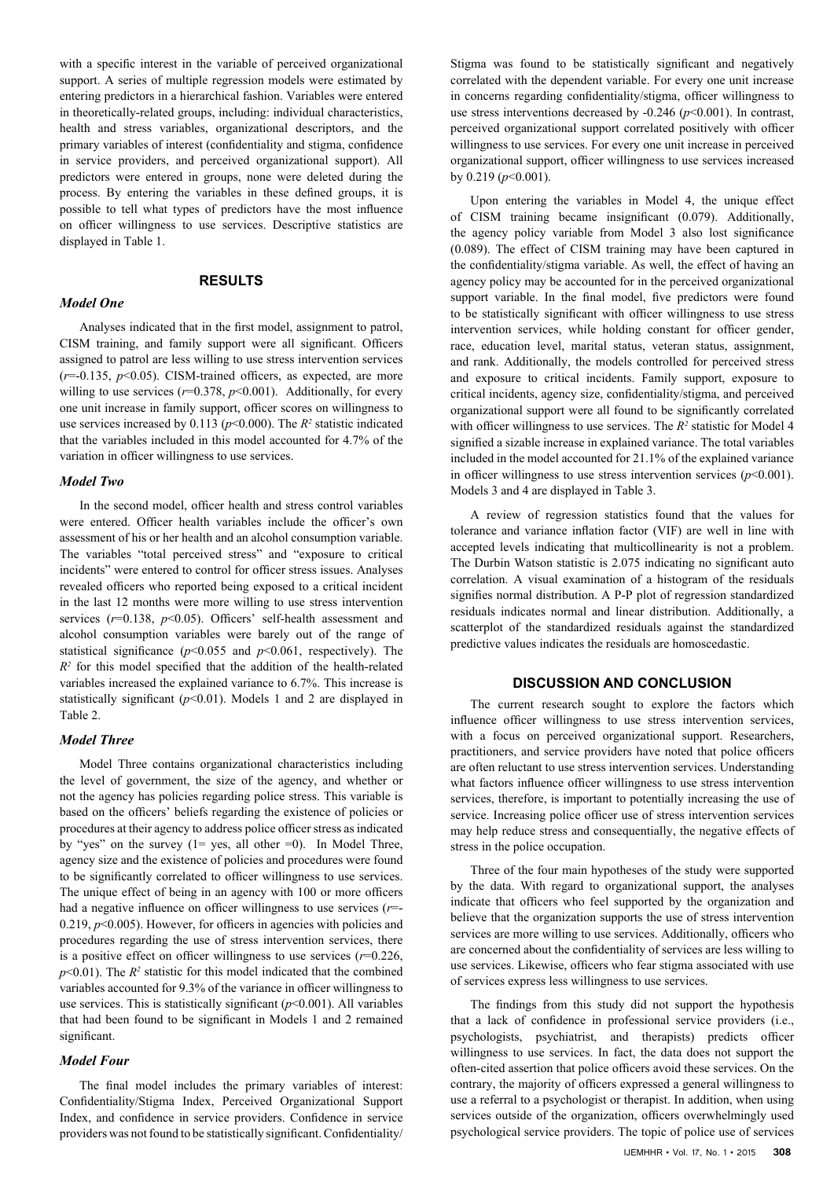with a specific interest in the variable of perceived organizational support. A series of multiple regression models were estimated by entering predictors in a hierarchical fashion. Variables were entered in theoretically-related groups, including: individual characteristics, health and stress variables, organizational descriptors, and the primary variables of interest (confidentiality and stigma, confidence in service providers, and perceived organizational support). All predictors were entered in groups, none were deleted during the process. By entering the variables in these defined groups, it is possible to tell what types of predictors have the most influence on officer willingness to use services. Descriptive statistics are displayed in Table 1.

## RESULTS

### *Model One*

Analyses indicated that in the first model, assignment to patrol, CISM training, and family support were all significant. Officers assigned to patrol are less willing to use stress intervention services ($r$=-0.135, $p$<0.05). CISM-trained officers, as expected, are more willing to use services ($r$=0.378, $p$<0.001). Additionally, for every one unit increase in family support, officer scores on willingness to use services increased by 0.113 ($p$<0.000). The $R^2$ statistic indicated that the variables included in this model accounted for 4.7% of the variation in officer willingness to use services.

### *Model Two*

In the second model, officer health and stress control variables were entered. Officer health variables include the officer's own assessment of his or her health and an alcohol consumption variable. The variables "total perceived stress" and "exposure to critical incidents" were entered to control for officer stress issues. Analyses revealed officers who reported being exposed to a critical incident in the last 12 months were more willing to use stress intervention services ($r$=0.138, $p$<0.05). Officers' self-health assessment and alcohol consumption variables were barely out of the range of statistical significance ($p$<0.055 and $p$<0.061, respectively). The $R^2$ for this model specified that the addition of the health-related variables increased the explained variance to 6.7%. This increase is statistically significant ($p$<0.01). Models 1 and 2 are displayed in Table 2.

### *Model Three*

Model Three contains organizational characteristics including the level of government, the size of the agency, and whether or not the agency has policies regarding police stress. This variable is based on the officers' beliefs regarding the existence of policies or procedures at their agency to address police officer stress as indicated by "yes" on the survey (1= yes, all other =0). In Model Three, agency size and the existence of policies and procedures were found to be significantly correlated to officer willingness to use services. The unique effect of being in an agency with 100 or more officers had a negative influence on officer willingness to use services ($r$=-0.219, $p$<0.005). However, for officers in agencies with policies and procedures regarding the use of stress intervention services, there is a positive effect on officer willingness to use services ($r$=0.226, $p$<0.01). The $R^2$ statistic for this model indicated that the combined variables accounted for 9.3% of the variance in officer willingness to use services. This is statistically significant ($p$<0.001). All variables that had been found to be significant in Models 1 and 2 remained significant.

### *Model Four*

The final model includes the primary variables of interest: Confidentiality/Stigma Index, Perceived Organizational Support Index, and confidence in service providers. Confidence in service providers was not found to be statistically significant. Confidentiality/Stigma was found to be statistically significant and negatively correlated with the dependent variable. For every one unit increase in concerns regarding confidentiality/stigma, officer willingness to use stress interventions decreased by -0.246 ($p$<0.001). In contrast, perceived organizational support correlated positively with officer willingness to use services. For every one unit increase in perceived organizational support, officer willingness to use services increased by 0.219 ($p$<0.001).

Upon entering the variables in Model 4, the unique effect of CISM training became insignificant (0.079). Additionally, the agency policy variable from Model 3 also lost significance (0.089). The effect of CISM training may have been captured in the confidentiality/stigma variable. As well, the effect of having an agency policy may be accounted for in the perceived organizational support variable. In the final model, five predictors were found to be statistically significant with officer willingness to use stress intervention services, while holding constant for officer gender, race, education level, marital status, veteran status, assignment, and rank. Additionally, the models controlled for perceived stress and exposure to critical incidents. Family support, exposure to critical incidents, agency size, confidentiality/stigma, and perceived organizational support were all found to be significantly correlated with officer willingness to use services. The $R^2$ statistic for Model 4 signified a sizable increase in explained variance. The total variables included in the model accounted for 21.1% of the explained variance in officer willingness to use stress intervention services ($p$<0.001). Models 3 and 4 are displayed in Table 3.

A review of regression statistics found that the values for tolerance and variance inflation factor (VIF) are well in line with accepted levels indicating that multicollinearity is not a problem. The Durbin Watson statistic is 2.075 indicating no significant auto correlation. A visual examination of a histogram of the residuals signifies normal distribution. A P-P plot of regression standardized residuals indicates normal and linear distribution. Additionally, a scatterplot of the standardized residuals against the standardized predictive values indicates the residuals are homoscedastic.

## DISCUSSION AND CONCLUSION

The current research sought to explore the factors which influence officer willingness to use stress intervention services, with a focus on perceived organizational support. Researchers, practitioners, and service providers have noted that police officers are often reluctant to use stress intervention services. Understanding what factors influence officer willingness to use stress intervention services, therefore, is important to potentially increasing the use of service. Increasing police officer use of stress intervention services may help reduce stress and consequentially, the negative effects of stress in the police occupation.

Three of the four main hypotheses of the study were supported by the data. With regard to organizational support, the analyses indicate that officers who feel supported by the organization and believe that the organization supports the use of stress intervention services are more willing to use services. Additionally, officers who are concerned about the confidentiality of services are less willing to use services. Likewise, officers who fear stigma associated with use of services express less willingness to use services.

The findings from this study did not support the hypothesis that a lack of confidence in professional service providers (i.e., psychologists, psychiatrist, and therapists) predicts officer willingness to use services. In fact, the data does not support the often-cited assertion that police officers avoid these services. On the contrary, the majority of officers expressed a general willingness to use a referral to a psychologist or therapist. In addition, when using services outside of the organization, officers overwhelmingly used psychological service providers. The topic of police use of services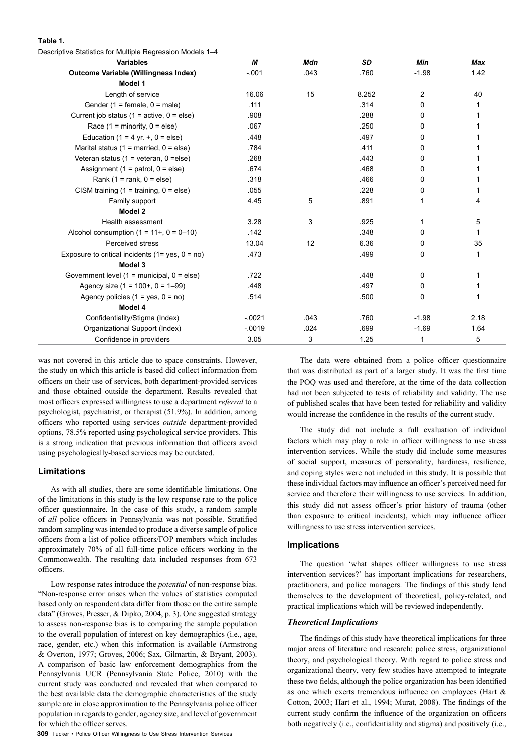**Table 1.**
Descriptive Statistics for Multiple Regression Models 1–4

| Variables | *M* | *Mdn* | *SD* | *Min* | *Max* |
|---|---|---|---|---|---|
| **Outcome Variable (Willingness Index)** | -.001 | .043 | .760 | -1.98 | 1.42 |
| **Model 1** | | | | | |
| Length of service | 16.06 | 15 | 8.252 | 2 | 40 |
| Gender (1 = female, 0 = male) | .111 | | .314 | 0 | 1 |
| Current job status (1 = active, 0 = else) | .908 | | .288 | 0 | 1 |
| Race (1 = minority, 0 = else) | .067 | | .250 | 0 | 1 |
| Education (1 = 4 yr. +, 0 = else) | .448 | | .497 | 0 | 1 |
| Marital status (1 = married, 0 = else) | .784 | | .411 | 0 | 1 |
| Veteran status (1 = veteran, 0 =else) | .268 | | .443 | 0 | 1 |
| Assignment (1 = patrol, 0 = else) | .674 | | .468 | 0 | 1 |
| Rank (1 = rank, 0 = else) | .318 | | .466 | 0 | 1 |
| CISM training (1 = training, 0 = else) | .055 | | .228 | 0 | 1 |
| Family support | 4.45 | 5 | .891 | 1 | 4 |
| **Model 2** | | | | | |
| Health assessment | 3.28 | 3 | .925 | 1 | 5 |
| Alcohol consumption (1 = 11+, 0 = 0–10) | .142 | | .348 | 0 | 1 |
| Perceived stress | 13.04 | 12 | 6.36 | 0 | 35 |
| Exposure to critical incidents (1= yes, 0 = no) | .473 | | .499 | 0 | 1 |
| **Model 3** | | | | | |
| Government level (1 = municipal, 0 = else) | .722 | | .448 | 0 | 1 |
| Agency size (1 = 100+, 0 = 1–99) | .448 | | .497 | 0 | 1 |
| Agency policies (1 = yes, 0 = no) | .514 | | .500 | 0 | 1 |
| **Model 4** | | | | | |
| Confidentiality/Stigma (Index) | -.0021 | .043 | .760 | -1.98 | 2.18 |
| Organizational Support (Index) | -.0019 | .024 | .699 | -1.69 | 1.64 |
| Confidence in providers | 3.05 | 3 | 1.25 | 1 | 5 |

was not covered in this article due to space constraints. However, the study on which this article is based did collect information from officers on their use of services, both department-provided services and those obtained outside the department. Results revealed that most officers expressed willingness to use a department *referral* to a psychologist, psychiatrist, or therapist (51.9%). In addition, among officers who reported using services *outside* department-provided options, 78.5% reported using psychological service providers. This is a strong indication that previous information that officers avoid using psychologically-based services may be outdated.

## Limitations

As with all studies, there are some identifiable limitations. One of the limitations in this study is the low response rate to the police officer questionnaire. In the case of this study, a random sample of *all* police officers in Pennsylvania was not possible. Stratified random sampling was intended to produce a diverse sample of police officers from a list of police officers/FOP members which includes approximately 70% of all full-time police officers working in the Commonwealth. The resulting data included responses from 673 officers.

Low response rates introduce the *potential* of non-response bias. "Non-response error arises when the values of statistics computed based only on respondent data differ from those on the entire sample data" (Groves, Presser, & Dipko, 2004, p. 3). One suggested strategy to assess non-response bias is to comparing the sample population to the overall population of interest on key demographics (i.e., age, race, gender, etc.) when this information is available (Armstrong & Overton, 1977; Groves, 2006; Sax, Gilmartin, & Bryant, 2003). A comparison of basic law enforcement demographics from the Pennsylvania UCR (Pennsylvania State Police, 2010) with the current study was conducted and revealed that when compared to the best available data the demographic characteristics of the study sample are in close approximation to the Pennsylvania police officer population in regards to gender, agency size, and level of government for which the officer serves.

The data were obtained from a police officer questionnaire that was distributed as part of a larger study. It was the first time the POQ was used and therefore, at the time of the data collection had not been subjected to tests of reliability and validity. The use of published scales that have been tested for reliability and validity would increase the confidence in the results of the current study.

The study did not include a full evaluation of individual factors which may play a role in officer willingness to use stress intervention services. While the study did include some measures of social support, measures of personality, hardiness, resilience, and coping styles were not included in this study. It is possible that these individual factors may influence an officer's perceived need for service and therefore their willingness to use services. In addition, this study did not assess officer's prior history of trauma (other than exposure to critical incidents), which may influence officer willingness to use stress intervention services.

## Implications

The question 'what shapes officer willingness to use stress intervention services?' has important implications for researchers, practitioners, and police managers. The findings of this study lend themselves to the development of theoretical, policy-related, and practical implications which will be reviewed independently.

### *Theoretical Implications*

The findings of this study have theoretical implications for three major areas of literature and research: police stress, organizational theory, and psychological theory. With regard to police stress and organizational theory, very few studies have attempted to integrate these two fields, although the police organization has been identified as one which exerts tremendous influence on employees (Hart & Cotton, 2003; Hart et al., 1994; Murat, 2008). The findings of the current study confirm the influence of the organization on officers both negatively (i.e., confidentiality and stigma) and positively (i.e.,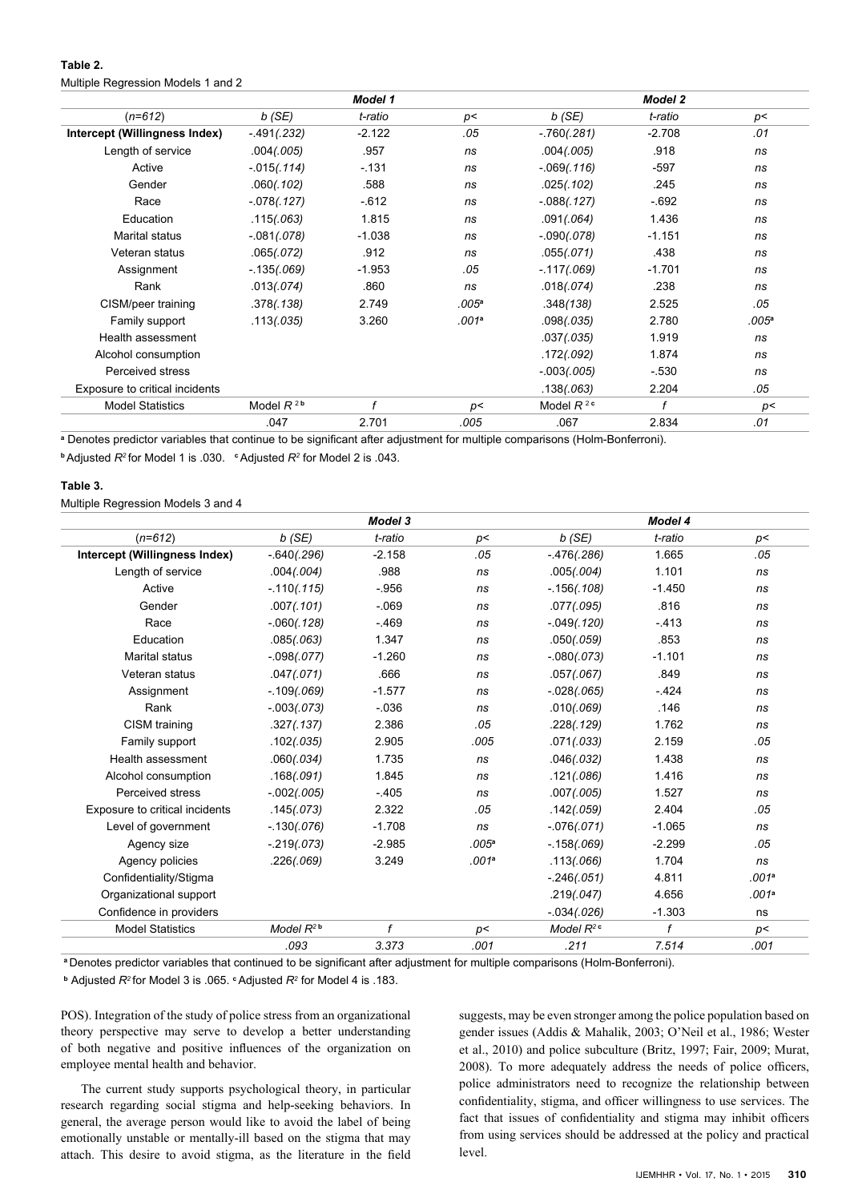**Table 2.**

Multiple Regression Models 1 and 2

| | Model 1 | | | Model 2 | | |
|---|---|---|---|---|---|---|
| (*n=612*) | *b (SE)* | *t-ratio* | *p<* | *b (SE)* | *t-ratio* | *p<* |
| **Intercept (Willingness Index)** | -.491(*.232*) | -2.122 | .05 | -.760(*.281*) | -2.708 | .01 |
| Length of service | .004(*.005*) | .957 | ns | .004(*.005*) | .918 | ns |
| Active | -.015(*.114*) | -.131 | ns | -.069(*.116*) | -597 | ns |
| Gender | .060(*.102*) | .588 | ns | .025(*.102*) | .245 | ns |
| Race | -.078(*.127*) | -.612 | ns | -.088(*.127*) | -.692 | ns |
| Education | .115(*.063*) | 1.815 | ns | .091(*.064*) | 1.436 | ns |
| Marital status | -.081(*.078*) | -1.038 | ns | -.090(*.078*) | -1.151 | ns |
| Veteran status | .065(*.072*) | .912 | ns | .055(*.071*) | .438 | ns |
| Assignment | -.135(*.069*) | -1.953 | .05 | -.117(*.069*) | -1.701 | ns |
| Rank | .013(*.074*) | .860 | ns | .018(*.074*) | .238 | ns |
| CISM/peer training | .378(*.138*) | 2.749 | .005[a] | .348(*138*) | 2.525 | .05 |
| Family support | .113(*.035*) | 3.260 | .001[a] | .098(*.035*) | 2.780 | .005[a] |
| Health assessment | | | | .037(*.035*) | 1.919 | ns |
| Alcohol consumption | | | | .172(*.092*) | 1.874 | ns |
| Perceived stress | | | | -.003(*.005*) | -.530 | ns |
| Exposure to critical incidents | | | | .138(*.063*) | 2.204 | .05 |
| Model Statistics | Model $R^2$ [b] | *f* | *p<* | Model $R^2$ [c] | *f* | *p<* |
| | .047 | 2.701 | .005 | .067 | 2.834 | .01 |

[a] Denotes predictor variables that continue to be significant after adjustment for multiple comparisons (Holm-Bonferroni).

[b] Adjusted $R^2$ for Model 1 is .030. [c] Adjusted $R^2$ for Model 2 is .043.

**Table 3.**

Multiple Regression Models 3 and 4

| | Model 3 | | | Model 4 | | |
|---|---|---|---|---|---|---|
| (*n=612*) | *b (SE)* | *t-ratio* | *p<* | *b (SE)* | *t-ratio* | *p<* |
| **Intercept (Willingness Index)** | -.640(*.296*) | -2.158 | .05 | -.476(*.286*) | 1.665 | .05 |
| Length of service | .004(*.004*) | .988 | ns | .005(*.004*) | 1.101 | ns |
| Active | -.110(*.115*) | -.956 | ns | -.156(*.108*) | -1.450 | ns |
| Gender | .007(*.101*) | -.069 | ns | .077(*.095*) | .816 | ns |
| Race | -.060(*.128*) | -.469 | ns | -.049(*.120*) | -.413 | ns |
| Education | .085(*.063*) | 1.347 | ns | .050(*.059*) | .853 | ns |
| Marital status | -.098(*.077*) | -1.260 | ns | -.080(*.073*) | -1.101 | ns |
| Veteran status | .047(*.071*) | .666 | ns | .057(*.067*) | .849 | ns |
| Assignment | -.109(*.069*) | -1.577 | ns | -.028(*.065*) | -.424 | ns |
| Rank | -.003(*.073*) | -.036 | ns | .010(*.069*) | .146 | ns |
| CISM training | .327(*.137*) | 2.386 | .05 | .228(*.129*) | 1.762 | ns |
| Family support | .102(*.035*) | 2.905 | .005 | .071(*.033*) | 2.159 | .05 |
| Health assessment | .060(*.034*) | 1.735 | ns | .046(*.032*) | 1.438 | ns |
| Alcohol consumption | .168(*.091*) | 1.845 | ns | .121(*.086*) | 1.416 | ns |
| Perceived stress | -.002(*.005*) | -.405 | ns | .007(*.005*) | 1.527 | ns |
| Exposure to critical incidents | .145(*.073*) | 2.322 | .05 | .142(*.059*) | 2.404 | .05 |
| Level of government | -.130(*.076*) | -1.708 | ns | -.076(*.071*) | -1.065 | ns |
| Agency size | -.219(*.073*) | -2.985 | .005[a] | -.158(*.069*) | -2.299 | .05 |
| Agency policies | .226(*.069*) | 3.249 | .001[a] | .113(*.066*) | 1.704 | ns |
| Confidentiality/Stigma | | | | -.246(*.051*) | 4.811 | .001[a] |
| Organizational support | | | | .219(*.047*) | 4.656 | .001[a] |
| Confidence in providers | | | | -.034(*.026*) | -1.303 | ns |
| Model Statistics | *Model $R^2$* [b] | *f* | *p<* | *Model $R^2$* [c] | *f* | *p<* |
| | *.093* | *3.373* | *.001* | *.211* | *7.514* | *.001* |

[a] Denotes predictor variables that continued to be significant after adjustment for multiple comparisons (Holm-Bonferroni).

[b] Adjusted $R^2$ for Model 3 is .065. [c] Adjusted $R^2$ for Model 4 is .183.

POS). Integration of the study of police stress from an organizational theory perspective may serve to develop a better understanding of both negative and positive influences of the organization on employee mental health and behavior.

The current study supports psychological theory, in particular research regarding social stigma and help-seeking behaviors. In general, the average person would like to avoid the label of being emotionally unstable or mentally-ill based on the stigma that may attach. This desire to avoid stigma, as the literature in the field suggests, may be even stronger among the police population based on gender issues (Addis & Mahalik, 2003; O'Neil et al., 1986; Wester et al., 2010) and police subculture (Britz, 1997; Fair, 2009; Murat, 2008). To more adequately address the needs of police officers, police administrators need to recognize the relationship between confidentiality, stigma, and officer willingness to use services. The fact that issues of confidentiality and stigma may inhibit officers from using services should be addressed at the policy and practical level.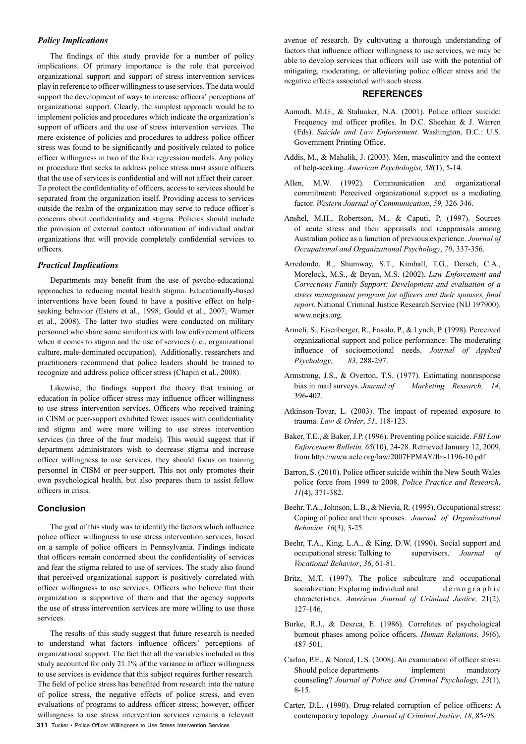### *Policy Implications*

The findings of this study provide for a number of policy implications. Of primary importance is the role that perceived organizational support and support of stress intervention services play in reference to officer willingness to use services. The data would support the development of ways to increase officers' perceptions of organizational support. Clearly, the simplest approach would be to implement policies and procedures which indicate the organization's support of officers and the use of stress intervention services. The mere existence of policies and procedures to address police officer stress was found to be significantly and positively related to police officer willingness in two of the four regression models. Any policy or procedure that seeks to address police stress must assure officers that the use of services is confidential and will not affect their career. To protect the confidentiality of officers, access to services should be separated from the organization itself. Providing access to services outside the realm of the organization may serve to reduce officer's concerns about confidentiality and stigma. Policies should include the provision of external contact information of individual and/or organizations that will provide completely confidential services to officers.

### *Practical Implications*

Departments may benefit from the use of psycho-educational approaches to reducing mental health stigma. Educationally-based interventions have been found to have a positive effect on help-seeking behavior (Esters et al., 1998; Gould et al., 2007; Warner et al., 2008). The latter two studies were conducted on military personnel who share some similarities with law enforcement officers when it comes to stigma and the use of services (i.e., organizational culture, male-dominated occupation). Additionally, researchers and practitioners recommend that police leaders should be trained to recognize and address police officer stress (Chapin et al., 2008).

Likewise, the findings support the theory that training or education in police officer stress may influence officer willingness to use stress intervention services. Officers who received training in CISM or peer-support exhibited fewer issues with confidentiality and stigma and were more willing to use stress intervention services (in three of the four models). This would suggest that if department administrators wish to decrease stigma and increase officer willingness to use services, they should focus on training personnel in CISM or peer-support. This not only promotes their own psychological health, but also prepares them to assist fellow officers in crisis.

## Conclusion

The goal of this study was to identify the factors which influence police officer willingness to use stress intervention services, based on a sample of police officers in Pennsylvania. Findings indicate that officers remain concerned about the confidentiality of services and fear the stigma related to use of services. The study also found that perceived organizational support is positively correlated with officer willingness to use services. Officers who believe that their organization is supportive of them and that the agency supports the use of stress intervention services are more willing to use those services.

The results of this study suggest that future research is needed to understand what factors influence officers' perceptions of organizational support. The fact that all the variables included in this study accounted for only 21.1% of the variance in officer willingness to use services is evidence that this subject requires further research. The field of police stress has benefited from research into the nature of police stress, the negative effects of police stress, and even evaluations of programs to address officer stress; however, officer willingness to use stress intervention services remains a relevant avenue of research. By cultivating a thorough understanding of factors that influence officer willingness to use services, we may be able to develop services that officers will use with the potential of mitigating, moderating, or alleviating police officer stress and the negative effects associated with such stress.

## REFERENCES

Aamodt, M.G., & Stalnaker, N.A. (2001). Police officer suicide: Frequency and officer profiles. In D.C. Sheehan & J. Warren (Eds). *Suicide and Law Enforcement*. Washington, D.C.: U.S. Government Printing Office.

Addis, M., & Mahalik, J. (2003). Men, masculinity and the context of help-seeking. *American Psychologist, 58*(1), 5-14.

Allen, M.W. (1992). Communication and organizational commitment: Perceived organizational support as a mediating factor. *Western Journal of Communication*, *59,* 326-346.

Anshel, M.H., Robertson, M., & Caputi, P. (1997). Sources of acute stress and their appraisals and reappraisals among Australian police as a function of previous experience. *Journal of Occupational and Organizational Psychology*, *70*, 337-356.

Arredondo, R., Shumway, S.T., Kimball, T.G., Dersch, C.A., Morelock, M.S., & Bryan, M.S. (2002). *Law Enforcement and Corrections Family Support: Development and evaluation of a stress management program for officers and their spouses, final report*. National Criminal Justice Research Service (NIJ 197900). www.ncjrs.org.

Armeli, S., Eisenberger, R., Fasolo, P., & Lynch, P. (1998). Perceived organizational support and police performance: The moderating influence of socioemotional needs. *Journal of Applied Psychology*, *83*, 288-297.

Armstrong, J.S., & Overton, T.S. (1977). Estimating nonresponse bias in mail surveys. *Journal of Marketing Research, 14*, 396-402.

Atkinson-Tovar, L. (2003). The impact of repeated exposure to trauma. *Law & Order*, *51*, 118-123.

Baker, T.E., & Baker, J.P. (1996). Preventing police suicide. *FBI Law Enforcement Bulletin, 65*(10), 24-28. Retrieved January 12, 2009, from http://www.aele.org/law/2007FPMAY/fbi-1196-10.pdf

Barron, S. (2010). Police officer suicide within the New South Wales police force from 1999 to 2008. *Police Practice and Research, 11*(4), 371-382.

Beehr, T.A., Johnson, L.B., & Nievia, R. (1995). Occupational stress: Coping of police and their spouses. *Journal of Organizational Behavior, 16*(3), 3-25.

Beehr, T.A., King, L.A., & King, D.W. (1990). Social support and occupational stress: Talking to supervisors. *Journal of Vocational Behavior*, *36*, 61-81.

Britz, M.T. (1997). The police subculture and occupational socialization: Exploring individual and demographic characteristics. *American Journal of Criminal Justice,* 21(2), 127-146.

Burke, R.J., & Deszca, E. (1986). Correlates of psychological burnout phases among police officers. *Human Relations, 39*(6), 487-501.

Carlan, P.E., & Nored, L.S. (2008). An examination of officer stress: Should police departments implement mandatory counseling? *Journal of Police and Criminal Psychology, 23*(1), 8-15.

Carter, D.L. (1990). Drug-related corruption of police officers: A contemporary topology. *Journal of Criminal Justice, 18*, 85-98.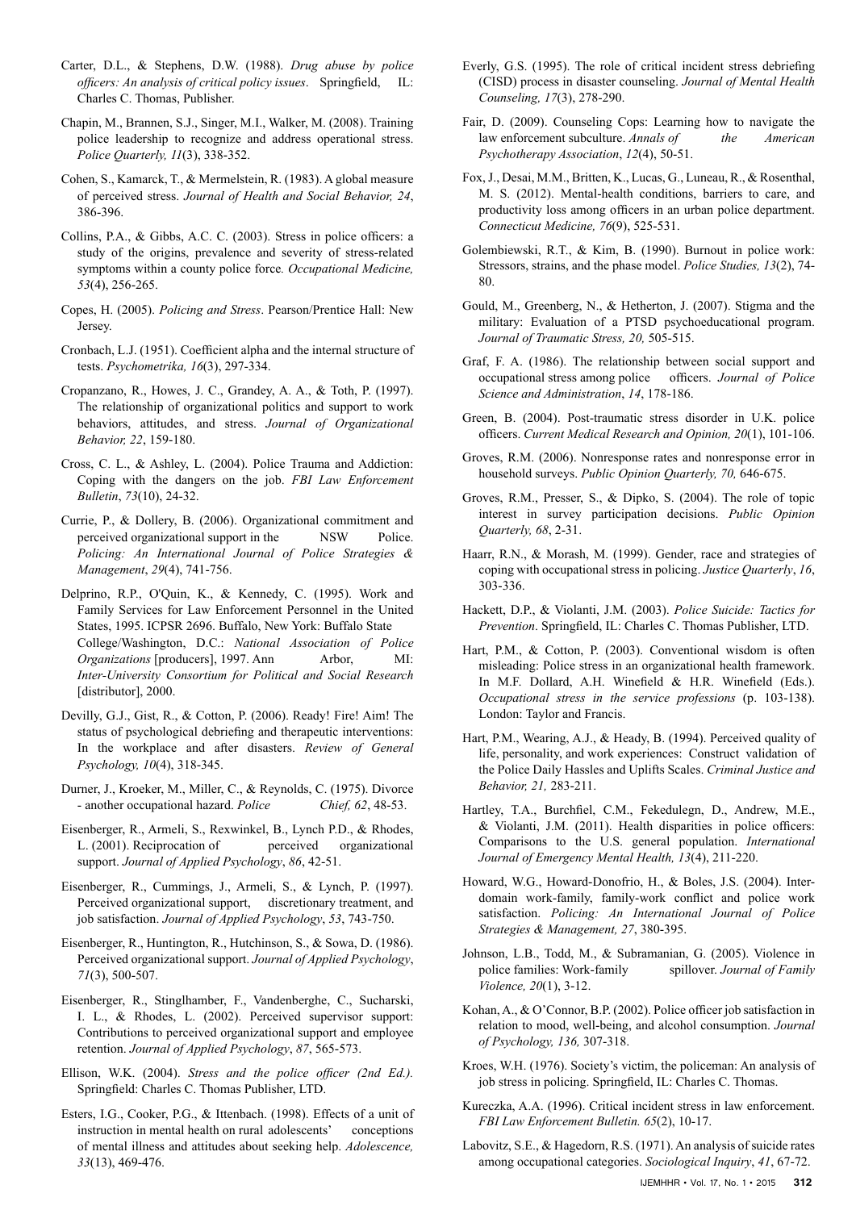Carter, D.L., & Stephens, D.W. (1988). *Drug abuse by police officers: An analysis of critical policy issues*. Springfield, IL: Charles C. Thomas, Publisher.

Chapin, M., Brannen, S.J., Singer, M.I., Walker, M. (2008). Training police leadership to recognize and address operational stress. *Police Quarterly, 11*(3), 338-352.

Cohen, S., Kamarck, T., & Mermelstein, R. (1983). A global measure of perceived stress. *Journal of Health and Social Behavior, 24*, 386-396.

Collins, P.A., & Gibbs, A.C. C. (2003). Stress in police officers: a study of the origins, prevalence and severity of stress-related symptoms within a county police force. *Occupational Medicine, 53*(4), 256-265.

Copes, H. (2005). *Policing and Stress*. Pearson/Prentice Hall: New Jersey.

Cronbach, L.J. (1951). Coefficient alpha and the internal structure of tests. *Psychometrika, 16*(3), 297-334.

Cropanzano, R., Howes, J. C., Grandey, A. A., & Toth, P. (1997). The relationship of organizational politics and support to work behaviors, attitudes, and stress. *Journal of Organizational Behavior, 22*, 159-180.

Cross, C. L., & Ashley, L. (2004). Police Trauma and Addiction: Coping with the dangers on the job. *FBI Law Enforcement Bulletin*, *73*(10), 24-32.

Currie, P., & Dollery, B. (2006). Organizational commitment and perceived organizational support in the NSW Police. *Policing: An International Journal of Police Strategies & Management*, *29*(4), 741-756.

Delprino, R.P., O'Quin, K., & Kennedy, C. (1995). Work and Family Services for Law Enforcement Personnel in the United States, 1995. ICPSR 2696. Buffalo, New York: Buffalo State College/Washington, D.C.: *National Association of Police Organizations* [producers], 1997. Ann Arbor, MI: *Inter-University Consortium for Political and Social Research* [distributor], 2000.

Devilly, G.J., Gist, R., & Cotton, P. (2006). Ready! Fire! Aim! The status of psychological debriefing and therapeutic interventions: In the workplace and after disasters. *Review of General Psychology, 10*(4), 318-345.

Durner, J., Kroeker, M., Miller, C., & Reynolds, C. (1975). Divorce - another occupational hazard. *Police Chief, 62*, 48-53.

Eisenberger, R., Armeli, S., Rexwinkel, B., Lynch P.D., & Rhodes, L. (2001). Reciprocation of perceived organizational support. *Journal of Applied Psychology*, *86*, 42-51.

Eisenberger, R., Cummings, J., Armeli, S., & Lynch, P. (1997). Perceived organizational support, discretionary treatment, and job satisfaction. *Journal of Applied Psychology*, *53*, 743-750.

Eisenberger, R., Huntington, R., Hutchinson, S., & Sowa, D. (1986). Perceived organizational support. *Journal of Applied Psychology*, *71*(3), 500-507.

Eisenberger, R., Stinglhamber, F., Vandenberghe, C., Sucharski, I. L., & Rhodes, L. (2002). Perceived supervisor support: Contributions to perceived organizational support and employee retention. *Journal of Applied Psychology*, *87*, 565-573.

Ellison, W.K. (2004). *Stress and the police officer (2nd Ed.).* Springfield: Charles C. Thomas Publisher, LTD.

Esters, I.G., Cooker, P.G., & Ittenbach. (1998). Effects of a unit of instruction in mental health on rural adolescents' conceptions of mental illness and attitudes about seeking help. *Adolescence, 33*(13), 469-476.

Everly, G.S. (1995). The role of critical incident stress debriefing (CISD) process in disaster counseling. *Journal of Mental Health Counseling, 17*(3), 278-290.

Fair, D. (2009). Counseling Cops: Learning how to navigate the law enforcement subculture. *Annals of the American Psychotherapy Association*, *12*(4), 50-51.

Fox, J., Desai, M.M., Britten, K., Lucas, G., Luneau, R., & Rosenthal, M. S. (2012). Mental-health conditions, barriers to care, and productivity loss among officers in an urban police department. *Connecticut Medicine, 76*(9), 525-531.

Golembiewski, R.T., & Kim, B. (1990). Burnout in police work: Stressors, strains, and the phase model. *Police Studies, 13*(2), 74-80.

Gould, M., Greenberg, N., & Hetherton, J. (2007). Stigma and the military: Evaluation of a PTSD psychoeducational program. *Journal of Traumatic Stress, 20,* 505-515.

Graf, F. A. (1986). The relationship between social support and occupational stress among police officers. *Journal of Police Science and Administration*, *14*, 178-186.

Green, B. (2004). Post-traumatic stress disorder in U.K. police officers. *Current Medical Research and Opinion, 20*(1), 101-106.

Groves, R.M. (2006). Nonresponse rates and nonresponse error in household surveys. *Public Opinion Quarterly, 70,* 646-675.

Groves, R.M., Presser, S., & Dipko, S. (2004). The role of topic interest in survey participation decisions. *Public Opinion Quarterly, 68*, 2-31.

Haarr, R.N., & Morash, M. (1999). Gender, race and strategies of coping with occupational stress in policing. *Justice Quarterly*, *16*, 303-336.

Hackett, D.P., & Violanti, J.M. (2003). *Police Suicide: Tactics for Prevention*. Springfield, IL: Charles C. Thomas Publisher, LTD.

Hart, P.M., & Cotton, P. (2003). Conventional wisdom is often misleading: Police stress in an organizational health framework. In M.F. Dollard, A.H. Winefield & H.R. Winefield (Eds.). *Occupational stress in the service professions* (p. 103-138). London: Taylor and Francis.

Hart, P.M., Wearing, A.J., & Heady, B. (1994). Perceived quality of life, personality, and work experiences: Construct validation of the Police Daily Hassles and Uplifts Scales. *Criminal Justice and Behavior, 21,* 283-211.

Hartley, T.A., Burchfiel, C.M., Fekedulegn, D., Andrew, M.E., & Violanti, J.M. (2011). Health disparities in police officers: Comparisons to the U.S. general population. *International Journal of Emergency Mental Health, 13*(4), 211-220.

Howard, W.G., Howard-Donofrio, H., & Boles, J.S. (2004). Inter-domain work-family, family-work conflict and police work satisfaction. *Policing: An International Journal of Police Strategies & Management, 27*, 380-395.

Johnson, L.B., Todd, M., & Subramanian, G. (2005). Violence in police families: Work-family spillover. *Journal of Family Violence, 20*(1), 3-12.

Kohan, A., & O'Connor, B.P. (2002). Police officer job satisfaction in relation to mood, well-being, and alcohol consumption. *Journal of Psychology, 136,* 307-318.

Kroes, W.H. (1976). Society's victim, the policeman: An analysis of job stress in policing. Springfield, IL: Charles C. Thomas.

Kureczka, A.A. (1996). Critical incident stress in law enforcement. *FBI Law Enforcement Bulletin. 65*(2), 10-17.

Labovitz, S.E., & Hagedorn, R.S. (1971). An analysis of suicide rates among occupational categories. *Sociological Inquiry*, *41*, 67-72.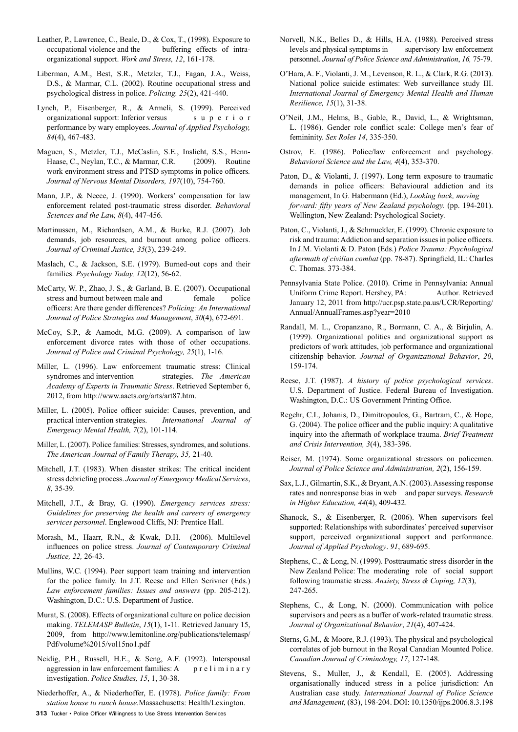Leather, P., Lawrence, C., Beale, D., & Cox, T., (1998). Exposure to occupational violence and the buffering effects of intra-organizational support. *Work and Stress, 12*, 161-178.

Liberman, A.M., Best, S.R., Metzler, T.J., Fagan, J.A., Weiss, D.S., & Marmar, C.L. (2002). Routine occupational stress and psychological distress in police. *Policing. 25*(2), 421-440.

Lynch, P., Eisenberger, R., & Armeli, S. (1999). Perceived organizational support: Inferior versus superior performance by wary employees. *Journal of Applied Psychology, 84*(4), 467-483.

Maguen, S., Metzler, T.J., McCaslin, S.E., Inslicht, S.S., Henn-Haase, C., Neylan, T.C., & Marmar, C.R. (2009). Routine work environment stress and PTSD symptoms in police officers*. Journal of Nervous Mental Disorders, 197*(10), 754-760.

Mann, J.P., & Neece, J. (1990). Workers' compensation for law enforcement related post-traumatic stress disorder. *Behavioral Sciences and the Law, 8*(4), 447-456.

Martinussen, M., Richardsen, A.M., & Burke, R.J. (2007). Job demands, job resources, and burnout among police officers. *Journal of Criminal Justice, 35*(3), 239-249.

Maslach, C., & Jackson, S.E. (1979). Burned-out cops and their families. *Psychology Today, 12*(12), 56-62.

McCarty, W. P., Zhao, J. S., & Garland, B. E. (2007). Occupational stress and burnout between male and female police officers: Are there gender differences? *Policing: An International Journal of Police Strategies and Management*, *30*(4), 672-691.

McCoy, S.P., & Aamodt, M.G. (2009). A comparison of law enforcement divorce rates with those of other occupations. *Journal of Police and Criminal Psychology, 25*(1), 1-16.

Miller, L. (1996). Law enforcement traumatic stress: Clinical syndromes and intervention strategies. *The American Academy of Experts in Traumatic Stress*. Retrieved September 6, 2012, from http://www.aaets.org/arts/art87.htm.

Miller, L. (2005). Police officer suicide: Causes, prevention, and practical intervention strategies. *International Journal of Emergency Mental Health, 7*(2), 101-114.

Miller, L. (2007). Police families: Stresses, syndromes, and solutions. *The American Journal of Family Therapy, 35,* 21-40.

Mitchell, J.T. (1983). When disaster strikes: The critical incident stress debriefing process. *Journal of Emergency Medical Services*, *8*, 35-39.

Mitchell, J.T., & Bray, G. (1990). *Emergency services stress: Guidelines for preserving the health and careers of emergency services personnel*. Englewood Cliffs, NJ: Prentice Hall.

Morash, M., Haarr, R.N., & Kwak, D.H. (2006). Multilevel influences on police stress. *Journal of Contemporary Criminal Justice, 22,* 26-43.

Mullins, W.C. (1994). Peer support team training and intervention for the police family. In J.T. Reese and Ellen Scrivner (Eds.) *Law enforcement families: Issues and answers* (pp. 205-212). Washington, D.C.: U.S. Department of Justice.

Murat, S. (2008). Effects of organizational culture on police decision making. *TELEMASP Bulletin*, *15*(1), 1-11. Retrieved January 15, 2009, from http://www.lemitonline.org/publications/telemasp/Pdf/volume%2015/vol15no1.pdf

Neidig, P.H., Russell, H.E., & Seng, A.F. (1992). Interspousal aggression in law enforcement families: A preliminary investigation. *Police Studies, 15*, 1, 30-38.

Niederhoffer, A., & Niederhoffer, E. (1978). *Police family: From station house to ranch house.*Massachusetts: Health/Lexington.

Norvell, N.K., Belles D., & Hills, H.A. (1988). Perceived stress levels and physical symptoms in supervisory law enforcement personnel. *Journal of Police Science and Administration*, *16,* 75-79.

O'Hara, A. F., Violanti, J. M., Levenson, R. L., & Clark, R.G. (2013). National police suicide estimates: Web surveillance study III. *International Journal of Emergency Mental Health and Human Resilience, 15*(1), 31-38.

O'Neil, J.M., Helms, B., Gable, R., David, L., & Wrightsman, L. (1986). Gender role conflict scale: College men's fear of femininity. *Sex Roles 14*, 335-350.

Ostrov, E. (1986). Police/law enforcement and psychology. *Behavioral Science and the Law, 4*(4), 353-370.

Paton, D., & Violanti, J. (1997). Long term exposure to traumatic demands in police officers: Behavioural addiction and its management, In G. Habermann (Ed.), *Looking back, moving forward: fifty years of New Zealand psychology.* (pp. 194-201). Wellington, New Zealand: Psychological Society.

Paton, C., Violanti, J., & Schmuckler, E. (1999). Chronic exposure to risk and trauma: Addiction and separation issues in police officers. In J.M. Violanti & D. Paton (Eds.) *Police Trauma: Psychological aftermath of civilian combat* (pp. 78-87). Springfield, IL: Charles C. Thomas. 373-384.

Pennsylvania State Police. (2010). Crime in Pennsylvania: Annual Uniform Crime Report. Hershey, PA: Author. Retrieved January 12, 2011 from http://ucr.psp.state.pa.us/UCR/Reporting/Annual/AnnualFrames.asp?year=2010

Randall, M. L., Cropanzano, R., Bormann, C. A., & Birjulin, A. (1999). Organizational politics and organizational support as predictors of work attitudes, job performance and organizational citizenship behavior. *Journal of Organizational Behavior*, *20*, 159-174.

Reese, J.T. (1987). *A history of police psychological services*. U.S. Department of Justice. Federal Bureau of Investigation. Washington, D.C.: US Government Printing Office.

Regehr, C.I., Johanis, D., Dimitropoulos, G., Bartram, C., & Hope, G. (2004). The police officer and the public inquiry: A qualitative inquiry into the aftermath of workplace trauma. *Brief Treatment and Crisis Intervention, 3*(4), 383-396.

Reiser, M. (1974). Some organizational stressors on policemen. *Journal of Police Science and Administration, 2*(2), 156-159.

Sax, L.J., Gilmartin, S.K., & Bryant, A.N. (2003). Assessing response rates and nonresponse bias in web and paper surveys. *Research in Higher Education, 44*(4), 409-432.

Shanock, S., & Eisenberger, R. (2006). When supervisors feel supported: Relationships with subordinates' perceived supervisor support, perceived organizational support and performance. *Journal of Applied Psychology*. *91*, 689-695.

Stephens, C., & Long, N. (1999). Posttraumatic stress disorder in the New Zealand Police: The moderating role of social support following traumatic stress. *Anxiety, Stress & Coping, 12*(3), 247-265.

Stephens, C., & Long, N. (2000). Communication with police supervisors and peers as a buffer of work-related traumatic stress. *Journal of Organizational Behavior*, *21*(4), 407-424.

Sterns, G.M., & Moore, R.J. (1993). The physical and psychological correlates of job burnout in the Royal Canadian Mounted Police. *Canadian Journal of Criminology, 17*, 127-148.

Stevens, S., Muller, J., & Kendall, E. (2005). Addressing organisationally induced stress in a police jurisdiction: An Australian case study. *International Journal of Police Science and Management,* (83), 198-204. DOI: 10.1350/ijps.2006.8.3.198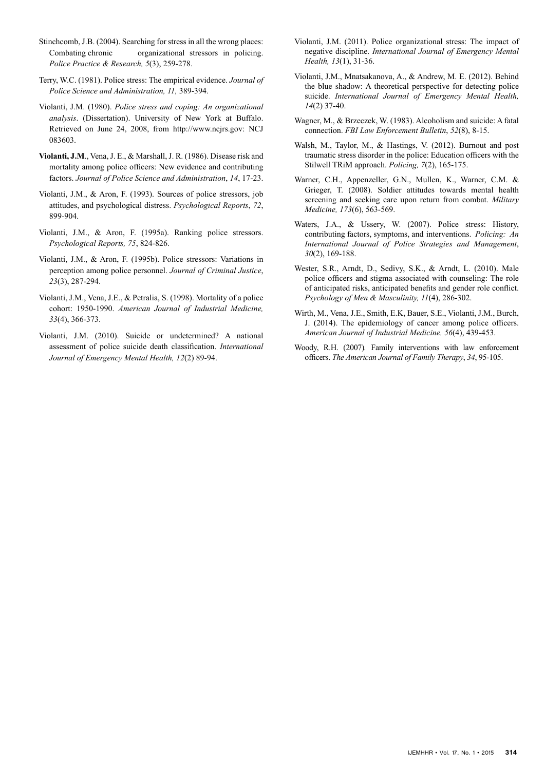Stinchcomb, J.B. (2004). Searching for stress in all the wrong places: Combating chronic organizational stressors in policing. *Police Practice & Research, 5*(3), 259-278.

Terry, W.C. (1981). Police stress: The empirical evidence. *Journal of Police Science and Administration, 11,* 389-394.

Violanti, J.M. (1980). *Police stress and coping: An organizational analysis*. (Dissertation). University of New York at Buffalo. Retrieved on June 24, 2008, from http://www.ncjrs.gov: NCJ 083603.

**Violanti, J.M**., Vena, J. E., & Marshall, J. R. (1986). Disease risk and mortality among police officers: New evidence and contributing factors. *Journal of Police Science and Administration*, *14*, 17-23.

Violanti, J.M., & Aron, F. (1993). Sources of police stressors, job attitudes, and psychological distress. *Psychological Reports*, *72*, 899-904.

Violanti, J.M., & Aron, F. (1995a). Ranking police stressors. *Psychological Reports, 75*, 824-826.

Violanti, J.M., & Aron, F. (1995b). Police stressors: Variations in perception among police personnel. *Journal of Criminal Justice*, *23*(3), 287-294.

Violanti, J.M., Vena, J.E., & Petralia, S. (1998). Mortality of a police cohort: 1950-1990. *American Journal of Industrial Medicine, 33*(4), 366-373.

Violanti, J.M. (2010). Suicide or undetermined? A national assessment of police suicide death classification. *International Journal of Emergency Mental Health, 12*(2) 89-94.

Violanti, J.M. (2011). Police organizational stress: The impact of negative discipline. *International Journal of Emergency Mental Health, 13*(1), 31-36.

Violanti, J.M., Mnatsakanova, A., & Andrew, M. E. (2012). Behind the blue shadow: A theoretical perspective for detecting police suicide. *International Journal of Emergency Mental Health, 14*(2) 37-40.

Wagner, M., & Brzeczek, W. (1983). Alcoholism and suicide: A fatal connection. *FBI Law Enforcement Bulletin*, *52*(8), 8-15.

Walsh, M., Taylor, M., & Hastings, V. (2012). Burnout and post traumatic stress disorder in the police: Education officers with the Stilwell TRiM approach. *Policing, 7*(2), 165-175.

Warner, C.H., Appenzeller, G.N., Mullen, K., Warner, C.M. & Grieger, T. (2008). Soldier attitudes towards mental health screening and seeking care upon return from combat. *Military Medicine, 173*(6), 563-569.

Waters, J.A., & Ussery, W. (2007). Police stress: History, contributing factors, symptoms, and interventions. *Policing: An International Journal of Police Strategies and Management*, *30*(2), 169-188.

Wester, S.R., Arndt, D., Sedivy, S.K., & Arndt, L. (2010). Male police officers and stigma associated with counseling: The role of anticipated risks, anticipated benefits and gender role conflict. *Psychology of Men & Masculinity, 11*(4), 286-302.

Wirth, M., Vena, J.E., Smith, E.K, Bauer, S.E., Violanti, J.M., Burch, J. (2014). The epidemiology of cancer among police officers. *American Journal of Industrial Medicine, 56*(4), 439-453.

Woody, R.H. (2007). Family interventions with law enforcement officers. *The American Journal of Family Therapy*, *34*, 95-105.